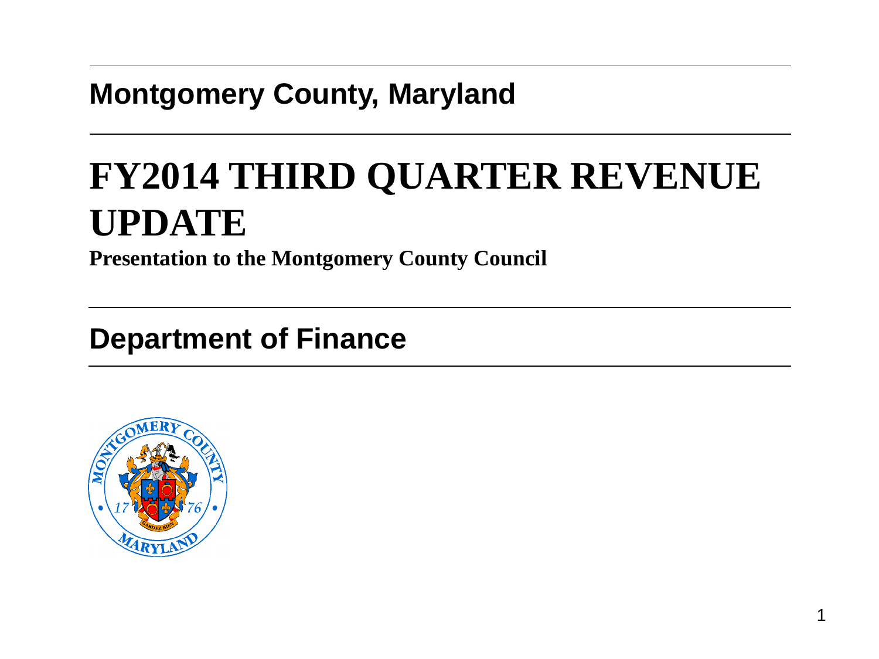**Montgomery County, Maryland**

# FY2014 THIRD QUARTER REVENUE UPDATE

**Presentation to the Montgomery County Council**

**Department of Finance**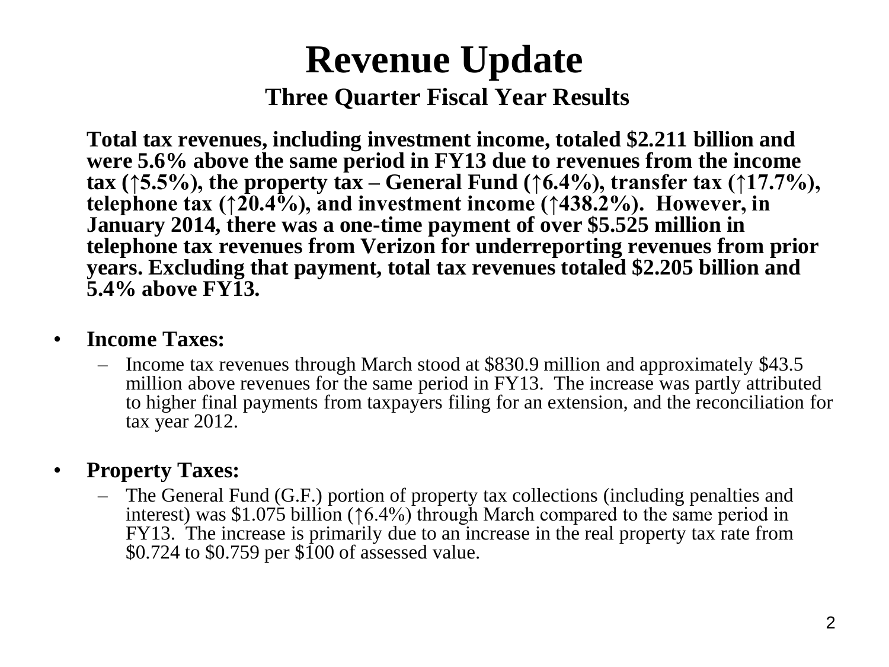# Revenue Update

## Three Quarter Fiscal Year Results

**Total tax revenues, including investment income, totaled $2.211 billion and were 5.6% above the same period in FY13 due to revenues from the income tax (↑5.5%), the property tax – General Fund (↑6.4%), transfer tax (↑17.7%), telephone tax (↑20.4%), and investment income (↑438.2%). However, in January 2014, there was a one-time payment of over $5.525 million in telephone tax revenues from Verizon for underreporting revenues from prior years. Excluding that payment, total tax revenues totaled $2.205 billion and 5.4% above FY13.**

- **Income Taxes:**
  - Income tax revenues through March stood at $830.9 million and approximately $43.5 million above revenues for the same period in FY13. The increase was partly attributed to higher final payments from taxpayers filing for an extension, and the reconciliation for tax year 2012.

- **Property Taxes:**
  - The General Fund (G.F.) portion of property tax collections (including penalties and interest) was $1.075 billion (↑6.4%) through March compared to the same period in FY13. The increase is primarily due to an increase in the real property tax rate from $0.724 to $0.759 per $100 of assessed value.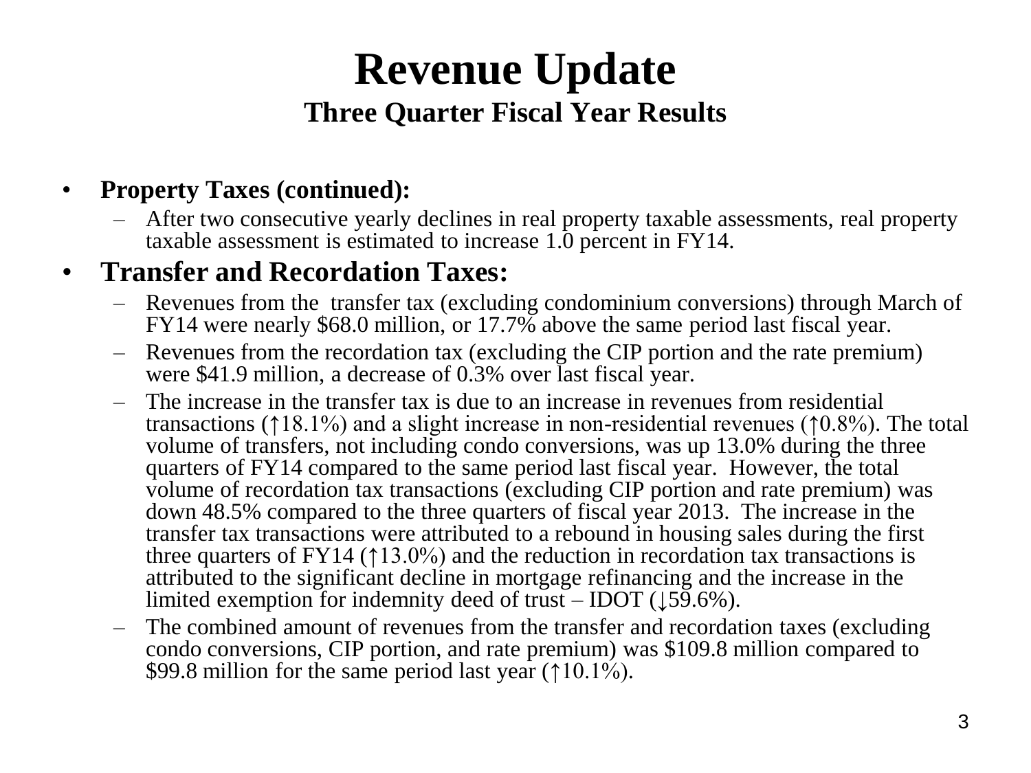# Revenue Update

## Three Quarter Fiscal Year Results

- **Property Taxes (continued):**
  - After two consecutive yearly declines in real property taxable assessments, real property taxable assessment is estimated to increase 1.0 percent in FY14.
- **Transfer and Recordation Taxes:**
  - Revenues from the transfer tax (excluding condominium conversions) through March of FY14 were nearly $68.0 million, or 17.7% above the same period last fiscal year.
  - Revenues from the recordation tax (excluding the CIP portion and the rate premium) were $41.9 million, a decrease of 0.3% over last fiscal year.
  - The increase in the transfer tax is due to an increase in revenues from residential transactions (↑18.1%) and a slight increase in non-residential revenues (↑0.8%). The total volume of transfers, not including condo conversions, was up 13.0% during the three quarters of FY14 compared to the same period last fiscal year. However, the total volume of recordation tax transactions (excluding CIP portion and rate premium) was down 48.5% compared to the three quarters of fiscal year 2013. The increase in the transfer tax transactions were attributed to a rebound in housing sales during the first three quarters of FY14 (↑13.0%) and the reduction in recordation tax transactions is attributed to the significant decline in mortgage refinancing and the increase in the limited exemption for indemnity deed of trust – IDOT (↓59.6%).
  - The combined amount of revenues from the transfer and recordation taxes (excluding condo conversions, CIP portion, and rate premium) was $109.8 million compared to $99.8 million for the same period last year (↑10.1%).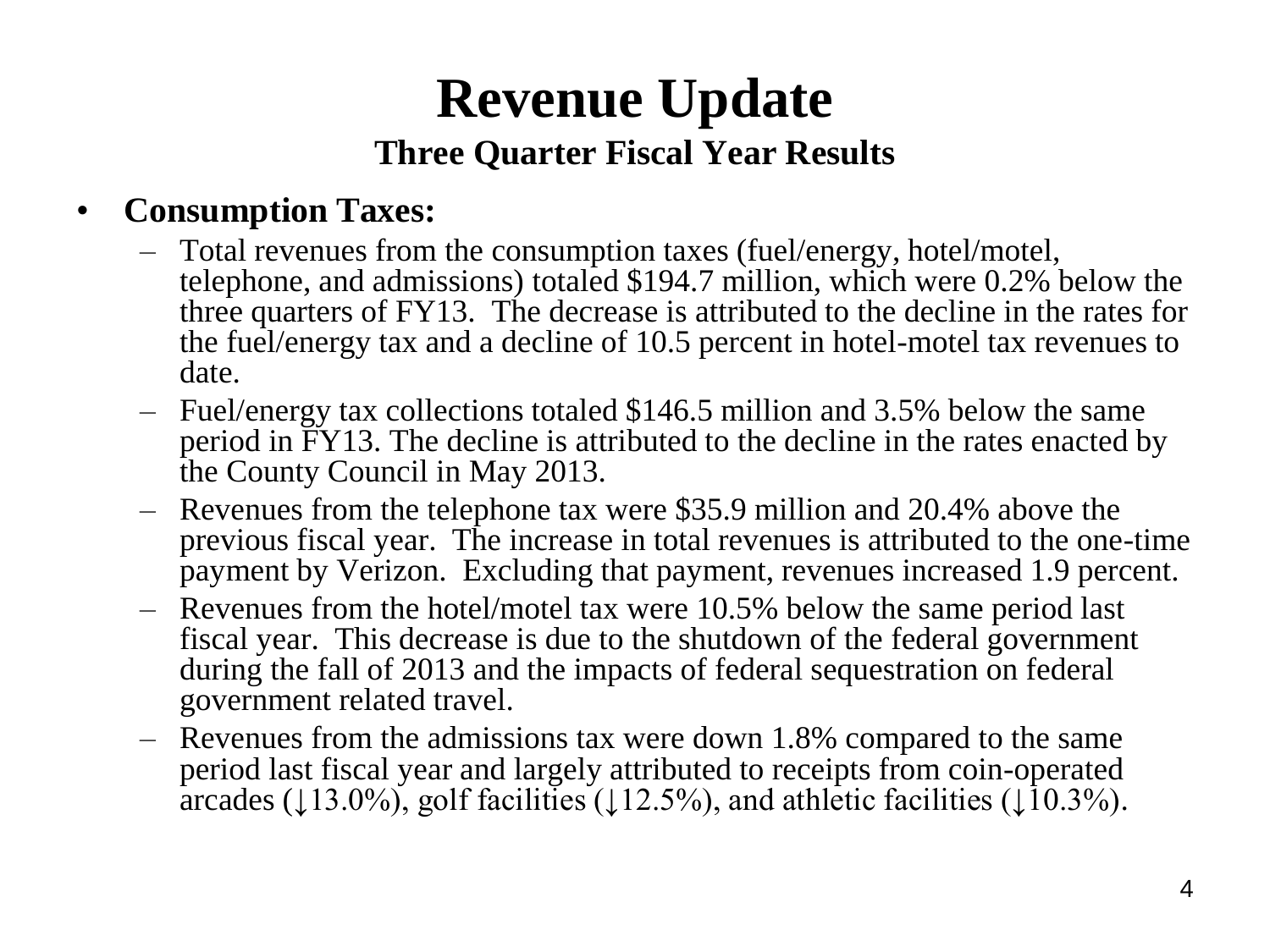# Revenue Update

### Three Quarter Fiscal Year Results

- **Consumption Taxes:**
  - Total revenues from the consumption taxes (fuel/energy, hotel/motel, telephone, and admissions) totaled $194.7 million, which were 0.2% below the three quarters of FY13. The decrease is attributed to the decline in the rates for the fuel/energy tax and a decline of 10.5 percent in hotel-motel tax revenues to date.
  - Fuel/energy tax collections totaled $146.5 million and 3.5% below the same period in FY13. The decline is attributed to the decline in the rates enacted by the County Council in May 2013.
  - Revenues from the telephone tax were $35.9 million and 20.4% above the previous fiscal year. The increase in total revenues is attributed to the one-time payment by Verizon. Excluding that payment, revenues increased 1.9 percent.
  - Revenues from the hotel/motel tax were 10.5% below the same period last fiscal year. This decrease is due to the shutdown of the federal government during the fall of 2013 and the impacts of federal sequestration on federal government related travel.
  - Revenues from the admissions tax were down 1.8% compared to the same period last fiscal year and largely attributed to receipts from coin-operated arcades (↓13.0%), golf facilities (↓12.5%), and athletic facilities (↓10.3%).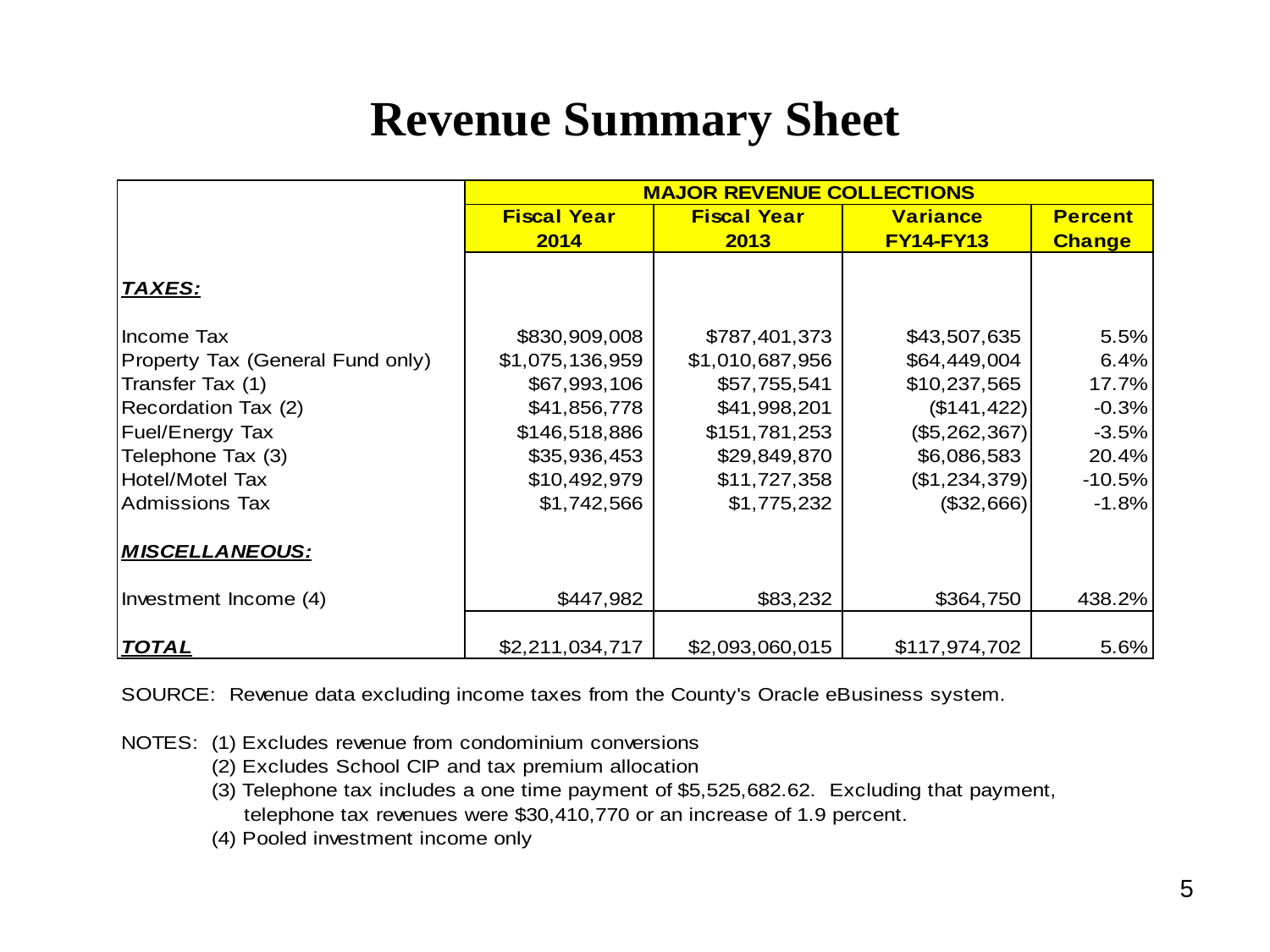# Revenue Summary Sheet

| | MAJOR REVENUE COLLECTIONS | | | |
|---|---|---|---|---|
| | Fiscal Year 2014 | Fiscal Year 2013 | Variance FY14-FY13 | Percent Change |
| ***TAXES:*** | | | | |
| Income Tax | $830,909,008 | $787,401,373 | $43,507,635 | 5.5% |
| Property Tax (General Fund only) | $1,075,136,959 | $1,010,687,956 | $64,449,004 | 6.4% |
| Transfer Tax (1) | $67,993,106 | $57,755,541 | $10,237,565 | 17.7% |
| Recordation Tax (2) | $41,856,778 | $41,998,201 | ($141,422) | -0.3% |
| Fuel/Energy Tax | $146,518,886 | $151,781,253 | ($5,262,367) | -3.5% |
| Telephone Tax (3) | $35,936,453 | $29,849,870 | $6,086,583 | 20.4% |
| Hotel/Motel Tax | $10,492,979 | $11,727,358 | ($1,234,379) | -10.5% |
| Admissions Tax | $1,742,566 | $1,775,232 | ($32,666) | -1.8% |
| ***MISCELLANEOUS:*** | | | | |
| Investment Income (4) | $447,982 | $83,232 | $364,750 | 438.2% |
| ***TOTAL*** | $2,211,034,717 | $2,093,060,015 | $117,974,702 | 5.6% |

SOURCE: Revenue data excluding income taxes from the County's Oracle eBusiness system.

NOTES: (1) Excludes revenue from condominium conversions

(2) Excludes School CIP and tax premium allocation

(3) Telephone tax includes a one time payment of $5,525,682.62. Excluding that payment, telephone tax revenues were $30,410,770 or an increase of 1.9 percent.

(4) Pooled investment income only